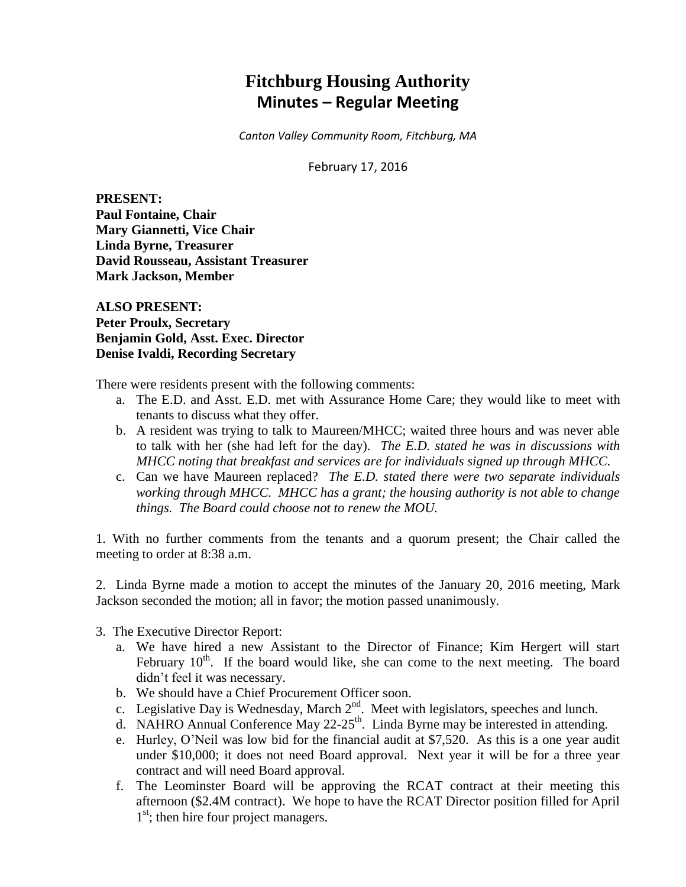# Fitchburg Housing Authority
## Minutes – Regular Meeting

*Canton Valley Community Room, Fitchburg, MA*

February 17, 2016

**PRESENT:**
**Paul Fontaine, Chair**
**Mary Giannetti, Vice Chair**
**Linda Byrne, Treasurer**
**David Rousseau, Assistant Treasurer**
**Mark Jackson, Member**

**ALSO PRESENT:**
**Peter Proulx, Secretary**
**Benjamin Gold, Asst. Exec. Director**
**Denise Ivaldi, Recording Secretary**

There were residents present with the following comments:

a. The E.D. and Asst. E.D. met with Assurance Home Care; they would like to meet with tenants to discuss what they offer.
b. A resident was trying to talk to Maureen/MHCC; waited three hours and was never able to talk with her (she had left for the day). *The E.D. stated he was in discussions with MHCC noting that breakfast and services are for individuals signed up through MHCC.*
c. Can we have Maureen replaced? *The E.D. stated there were two separate individuals working through MHCC. MHCC has a grant; the housing authority is not able to change things. The Board could choose not to renew the MOU.*

1. With no further comments from the tenants and a quorum present; the Chair called the meeting to order at 8:38 a.m.

2. Linda Byrne made a motion to accept the minutes of the January 20, 2016 meeting, Mark Jackson seconded the motion; all in favor; the motion passed unanimously.

3. The Executive Director Report:

a. We have hired a new Assistant to the Director of Finance; Kim Hergert will start February 10th. If the board would like, she can come to the next meeting. The board didn't feel it was necessary.
b. We should have a Chief Procurement Officer soon.
c. Legislative Day is Wednesday, March 2nd. Meet with legislators, speeches and lunch.
d. NAHRO Annual Conference May 22-25th. Linda Byrne may be interested in attending.
e. Hurley, O'Neil was low bid for the financial audit at $7,520. As this is a one year audit under $10,000; it does not need Board approval. Next year it will be for a three year contract and will need Board approval.
f. The Leominster Board will be approving the RCAT contract at their meeting this afternoon ($2.4M contract). We hope to have the RCAT Director position filled for April 1st; then hire four project managers.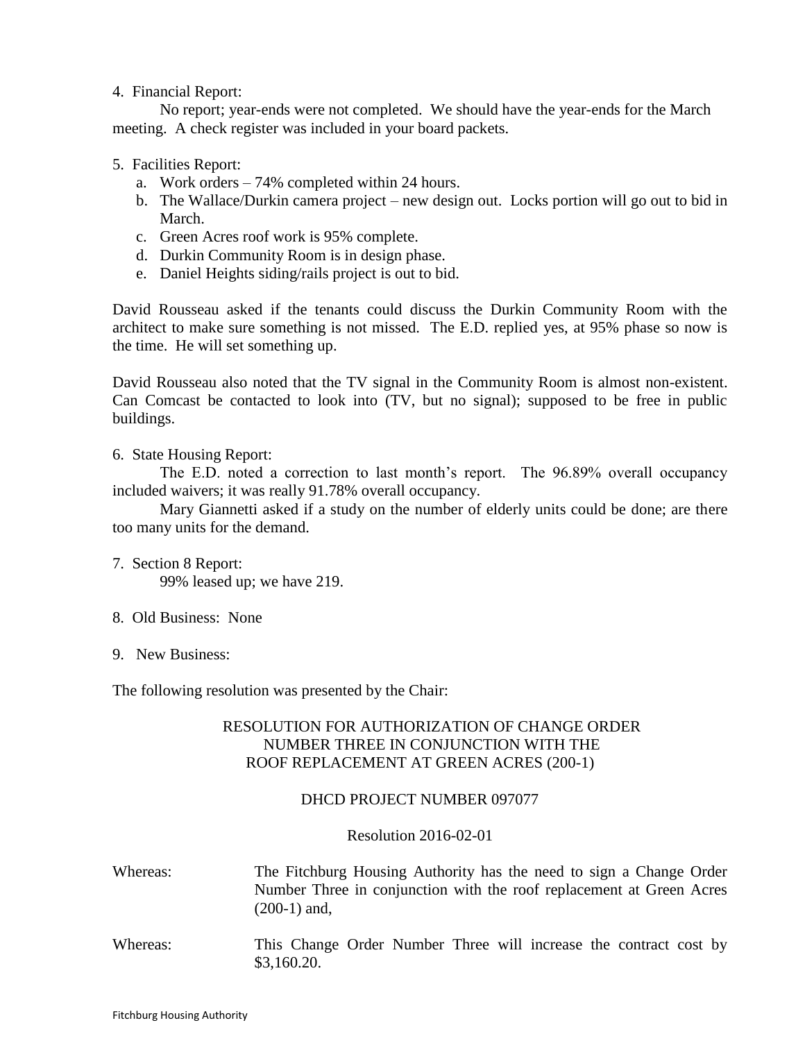4. Financial Report:

No report; year-ends were not completed. We should have the year-ends for the March meeting. A check register was included in your board packets.

5. Facilities Report:
   a. Work orders – 74% completed within 24 hours.
   b. The Wallace/Durkin camera project – new design out. Locks portion will go out to bid in March.
   c. Green Acres roof work is 95% complete.
   d. Durkin Community Room is in design phase.
   e. Daniel Heights siding/rails project is out to bid.

David Rousseau asked if the tenants could discuss the Durkin Community Room with the architect to make sure something is not missed. The E.D. replied yes, at 95% phase so now is the time. He will set something up.

David Rousseau also noted that the TV signal in the Community Room is almost non-existent. Can Comcast be contacted to look into (TV, but no signal); supposed to be free in public buildings.

6. State Housing Report:

The E.D. noted a correction to last month's report. The 96.89% overall occupancy included waivers; it was really 91.78% overall occupancy.

Mary Giannetti asked if a study on the number of elderly units could be done; are there too many units for the demand.

7. Section 8 Report:

99% leased up; we have 219.

8. Old Business: None

9. New Business:

The following resolution was presented by the Chair:

RESOLUTION FOR AUTHORIZATION OF CHANGE ORDER NUMBER THREE IN CONJUNCTION WITH THE ROOF REPLACEMENT AT GREEN ACRES (200-1)

DHCD PROJECT NUMBER 097077

Resolution 2016-02-01

Whereas: The Fitchburg Housing Authority has the need to sign a Change Order Number Three in conjunction with the roof replacement at Green Acres (200-1) and,

Whereas: This Change Order Number Three will increase the contract cost by $3,160.20.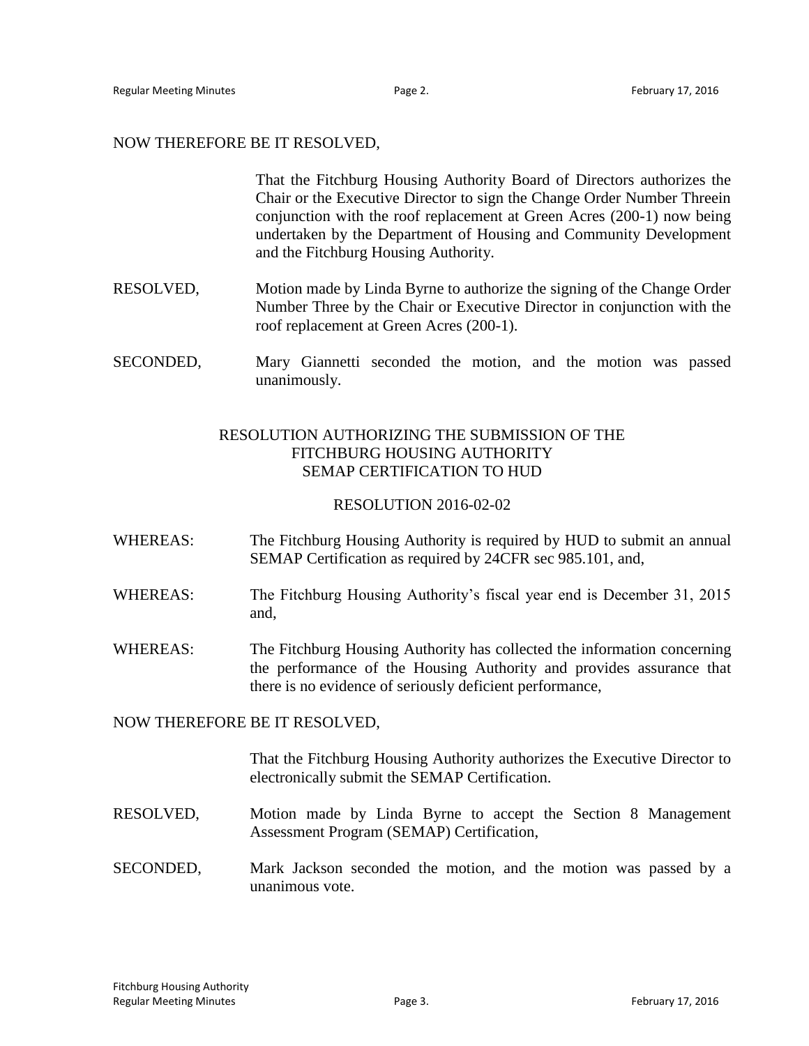NOW THEREFORE BE IT RESOLVED,

That the Fitchburg Housing Authority Board of Directors authorizes the Chair or the Executive Director to sign the Change Order Number Threein conjunction with the roof replacement at Green Acres (200-1) now being undertaken by the Department of Housing and Community Development and the Fitchburg Housing Authority.

RESOLVED, Motion made by Linda Byrne to authorize the signing of the Change Order Number Three by the Chair or Executive Director in conjunction with the roof replacement at Green Acres (200-1).

SECONDED, Mary Giannetti seconded the motion, and the motion was passed unanimously.

## RESOLUTION AUTHORIZING THE SUBMISSION OF THE FITCHBURG HOUSING AUTHORITY SEMAP CERTIFICATION TO HUD

### RESOLUTION 2016-02-02

WHEREAS: The Fitchburg Housing Authority is required by HUD to submit an annual SEMAP Certification as required by 24CFR sec 985.101, and,

WHEREAS: The Fitchburg Housing Authority's fiscal year end is December 31, 2015 and,

WHEREAS: The Fitchburg Housing Authority has collected the information concerning the performance of the Housing Authority and provides assurance that there is no evidence of seriously deficient performance,

NOW THEREFORE BE IT RESOLVED,

That the Fitchburg Housing Authority authorizes the Executive Director to electronically submit the SEMAP Certification.

RESOLVED, Motion made by Linda Byrne to accept the Section 8 Management Assessment Program (SEMAP) Certification,

SECONDED, Mark Jackson seconded the motion, and the motion was passed by a unanimous vote.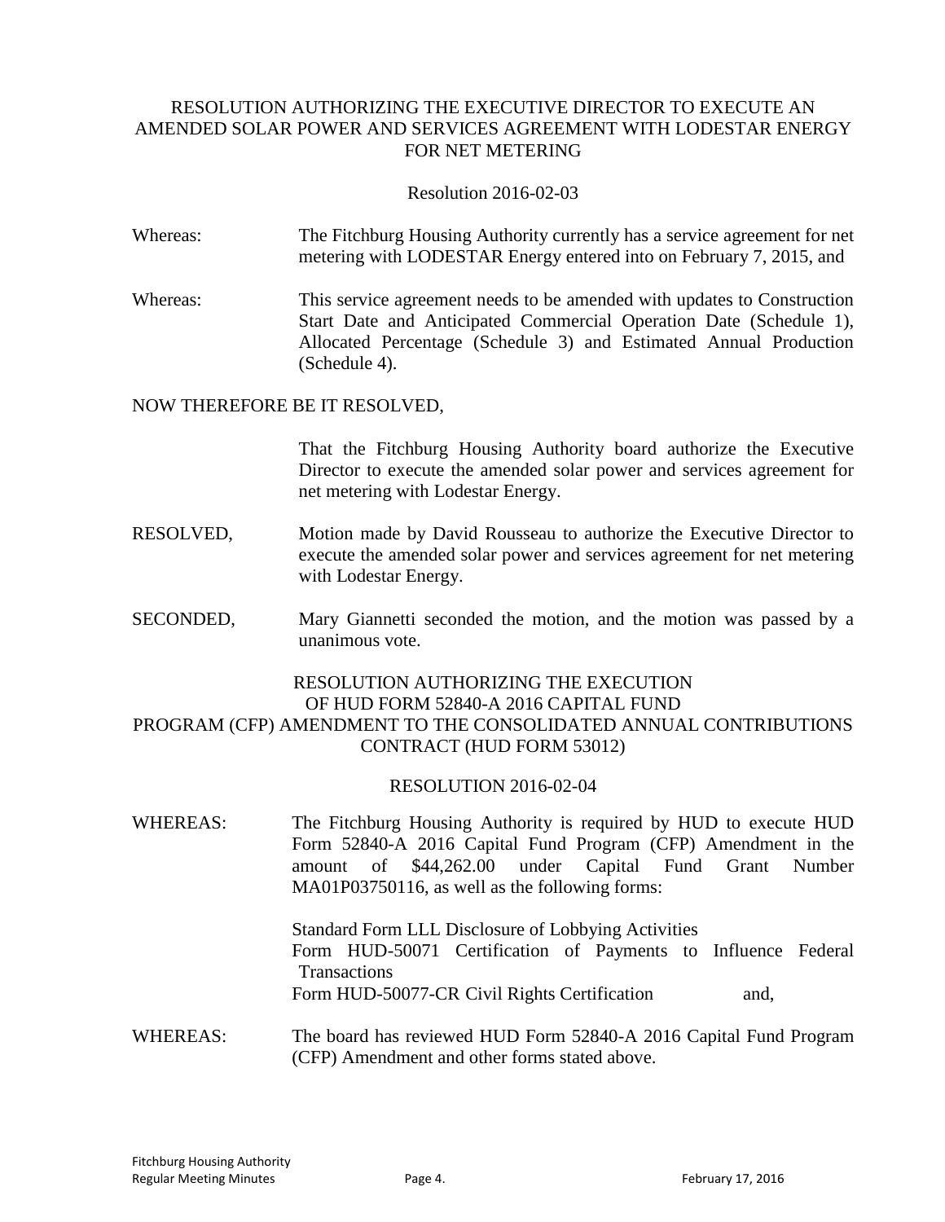RESOLUTION AUTHORIZING THE EXECUTIVE DIRECTOR TO EXECUTE AN AMENDED SOLAR POWER AND SERVICES AGREEMENT WITH LODESTAR ENERGY FOR NET METERING

Resolution 2016-02-03

Whereas: The Fitchburg Housing Authority currently has a service agreement for net metering with LODESTAR Energy entered into on February 7, 2015, and

Whereas: This service agreement needs to be amended with updates to Construction Start Date and Anticipated Commercial Operation Date (Schedule 1), Allocated Percentage (Schedule 3) and Estimated Annual Production (Schedule 4).

NOW THEREFORE BE IT RESOLVED,

That the Fitchburg Housing Authority board authorize the Executive Director to execute the amended solar power and services agreement for net metering with Lodestar Energy.

RESOLVED, Motion made by David Rousseau to authorize the Executive Director to execute the amended solar power and services agreement for net metering with Lodestar Energy.

SECONDED, Mary Giannetti seconded the motion, and the motion was passed by a unanimous vote.

RESOLUTION AUTHORIZING THE EXECUTION OF HUD FORM 52840-A 2016 CAPITAL FUND PROGRAM (CFP) AMENDMENT TO THE CONSOLIDATED ANNUAL CONTRIBUTIONS CONTRACT (HUD FORM 53012)

RESOLUTION 2016-02-04

WHEREAS: The Fitchburg Housing Authority is required by HUD to execute HUD Form 52840-A 2016 Capital Fund Program (CFP) Amendment in the amount of $44,262.00 under Capital Fund Grant Number MA01P03750116, as well as the following forms:

Standard Form LLL Disclosure of Lobbying Activities
Form HUD-50071 Certification of Payments to Influence Federal Transactions
Form HUD-50077-CR Civil Rights Certification and,

WHEREAS: The board has reviewed HUD Form 52840-A 2016 Capital Fund Program (CFP) Amendment and other forms stated above.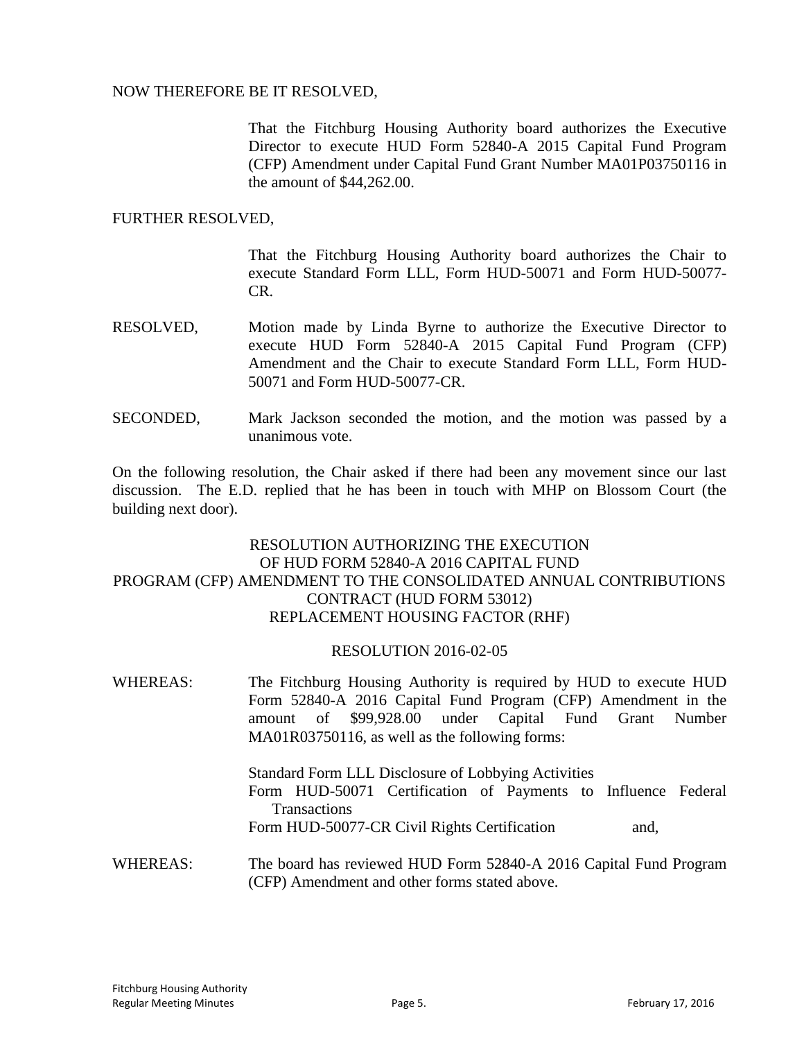NOW THEREFORE BE IT RESOLVED,

That the Fitchburg Housing Authority board authorizes the Executive Director to execute HUD Form 52840-A 2015 Capital Fund Program (CFP) Amendment under Capital Fund Grant Number MA01P03750116 in the amount of $44,262.00.

FURTHER RESOLVED,

That the Fitchburg Housing Authority board authorizes the Chair to execute Standard Form LLL, Form HUD-50071 and Form HUD-50077-CR.

RESOLVED, Motion made by Linda Byrne to authorize the Executive Director to execute HUD Form 52840-A 2015 Capital Fund Program (CFP) Amendment and the Chair to execute Standard Form LLL, Form HUD-50071 and Form HUD-50077-CR.

SECONDED, Mark Jackson seconded the motion, and the motion was passed by a unanimous vote.

On the following resolution, the Chair asked if there had been any movement since our last discussion. The E.D. replied that he has been in touch with MHP on Blossom Court (the building next door).

RESOLUTION AUTHORIZING THE EXECUTION
OF HUD FORM 52840-A 2016 CAPITAL FUND
PROGRAM (CFP) AMENDMENT TO THE CONSOLIDATED ANNUAL CONTRIBUTIONS CONTRACT (HUD FORM 53012)
REPLACEMENT HOUSING FACTOR (RHF)

RESOLUTION 2016-02-05

WHEREAS: The Fitchburg Housing Authority is required by HUD to execute HUD Form 52840-A 2016 Capital Fund Program (CFP) Amendment in the amount of $99,928.00 under Capital Fund Grant Number MA01R03750116, as well as the following forms:

Standard Form LLL Disclosure of Lobbying Activities
Form HUD-50071 Certification of Payments to Influence Federal Transactions
Form HUD-50077-CR Civil Rights Certification and,

WHEREAS: The board has reviewed HUD Form 52840-A 2016 Capital Fund Program (CFP) Amendment and other forms stated above.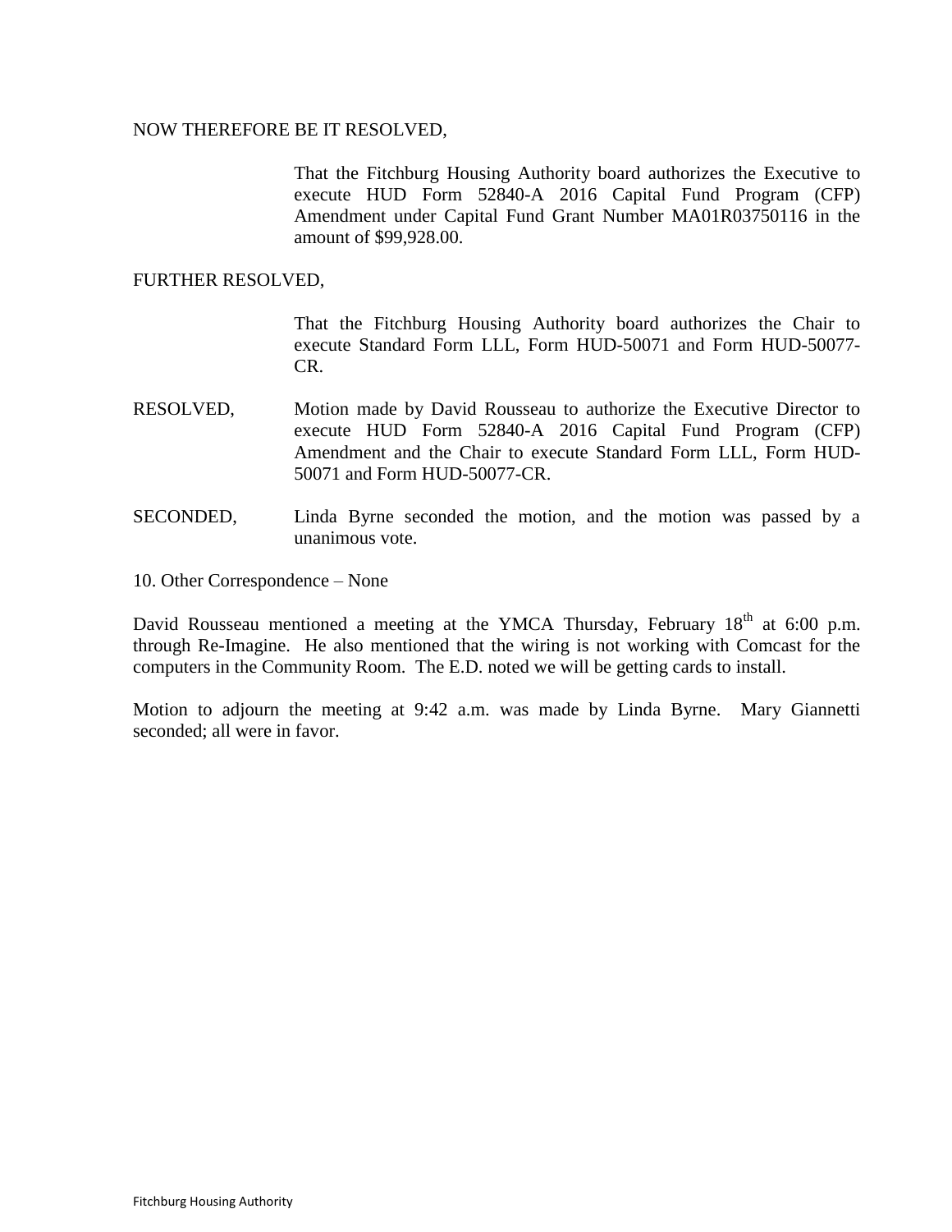NOW THEREFORE BE IT RESOLVED,

That the Fitchburg Housing Authority board authorizes the Executive to execute HUD Form 52840-A 2016 Capital Fund Program (CFP) Amendment under Capital Fund Grant Number MA01R03750116 in the amount of $99,928.00.

FURTHER RESOLVED,

That the Fitchburg Housing Authority board authorizes the Chair to execute Standard Form LLL, Form HUD-50071 and Form HUD-50077-CR.

RESOLVED, Motion made by David Rousseau to authorize the Executive Director to execute HUD Form 52840-A 2016 Capital Fund Program (CFP) Amendment and the Chair to execute Standard Form LLL, Form HUD-50071 and Form HUD-50077-CR.

SECONDED, Linda Byrne seconded the motion, and the motion was passed by a unanimous vote.

10. Other Correspondence – None

David Rousseau mentioned a meeting at the YMCA Thursday, February 18th at 6:00 p.m. through Re-Imagine. He also mentioned that the wiring is not working with Comcast for the computers in the Community Room. The E.D. noted we will be getting cards to install.

Motion to adjourn the meeting at 9:42 a.m. was made by Linda Byrne. Mary Giannetti seconded; all were in favor.